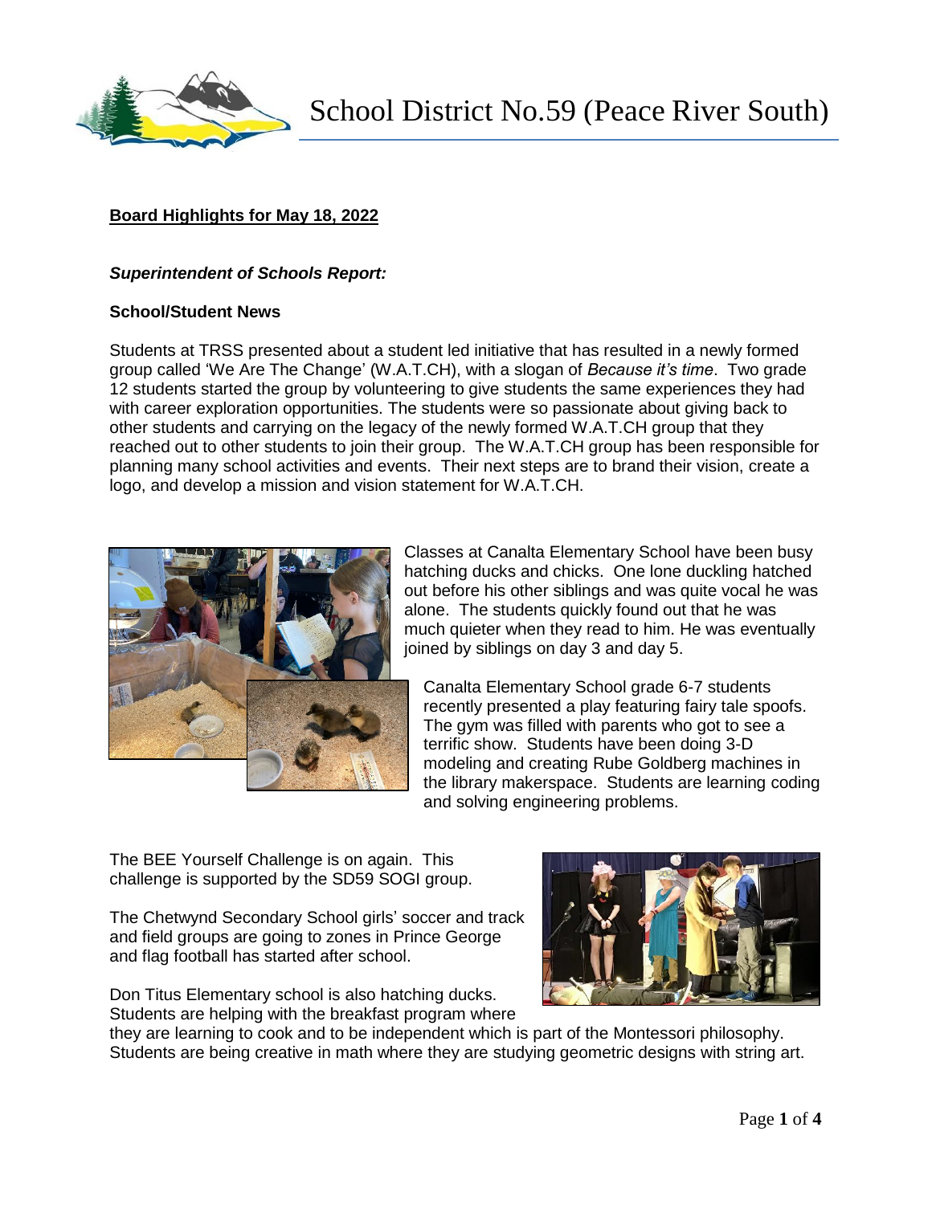# School District No.59 (Peace River South)

**Board Highlights for May 18, 2022**

***Superintendent of Schools Report:***

**School/Student News**

Students at TRSS presented about a student led initiative that has resulted in a newly formed group called 'We Are The Change' (W.A.T.CH), with a slogan of *Because it's time*. Two grade 12 students started the group by volunteering to give students the same experiences they had with career exploration opportunities. The students were so passionate about giving back to other students and carrying on the legacy of the newly formed W.A.T.CH group that they reached out to other students to join their group. The W.A.T.CH group has been responsible for planning many school activities and events. Their next steps are to brand their vision, create a logo, and develop a mission and vision statement for W.A.T.CH.

Classes at Canalta Elementary School have been busy hatching ducks and chicks. One lone duckling hatched out before his other siblings and was quite vocal he was alone. The students quickly found out that he was much quieter when they read to him. He was eventually joined by siblings on day 3 and day 5.

Canalta Elementary School grade 6-7 students recently presented a play featuring fairy tale spoofs. The gym was filled with parents who got to see a terrific show. Students have been doing 3-D modeling and creating Rube Goldberg machines in the library makerspace. Students are learning coding and solving engineering problems.

The BEE Yourself Challenge is on again. This challenge is supported by the SD59 SOGI group.

The Chetwynd Secondary School girls' soccer and track and field groups are going to zones in Prince George and flag football has started after school.

Don Titus Elementary school is also hatching ducks. Students are helping with the breakfast program where they are learning to cook and to be independent which is part of the Montessori philosophy. Students are being creative in math where they are studying geometric designs with string art.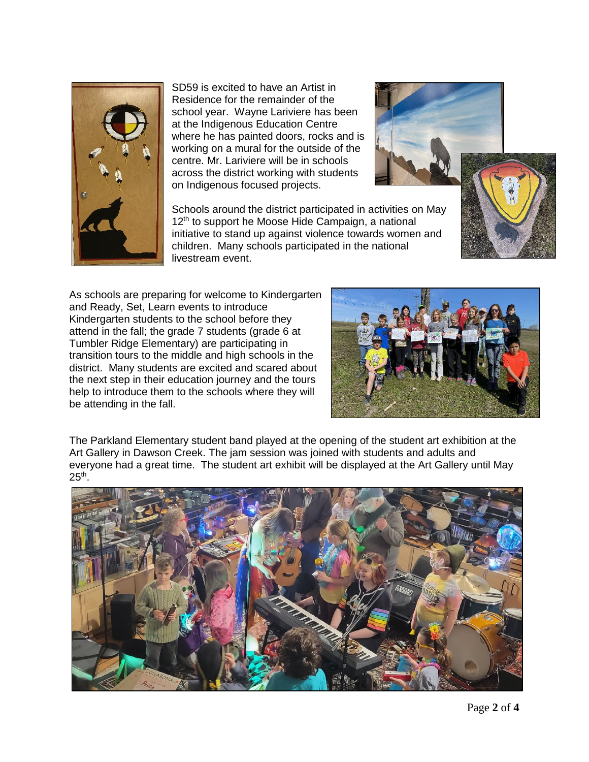SD59 is excited to have an Artist in Residence for the remainder of the school year. Wayne Lariviere has been at the Indigenous Education Centre where he has painted doors, rocks and is working on a mural for the outside of the centre. Mr. Lariviere will be in schools across the district working with students on Indigenous focused projects.

Schools around the district participated in activities on May 12th to support he Moose Hide Campaign, a national initiative to stand up against violence towards women and children. Many schools participated in the national livestream event.

As schools are preparing for welcome to Kindergarten and Ready, Set, Learn events to introduce Kindergarten students to the school before they attend in the fall; the grade 7 students (grade 6 at Tumbler Ridge Elementary) are participating in transition tours to the middle and high schools in the district. Many students are excited and scared about the next step in their education journey and the tours help to introduce them to the schools where they will be attending in the fall.

The Parkland Elementary student band played at the opening of the student art exhibition at the Art Gallery in Dawson Creek. The jam session was joined with students and adults and everyone had a great time. The student art exhibit will be displayed at the Art Gallery until May 25th.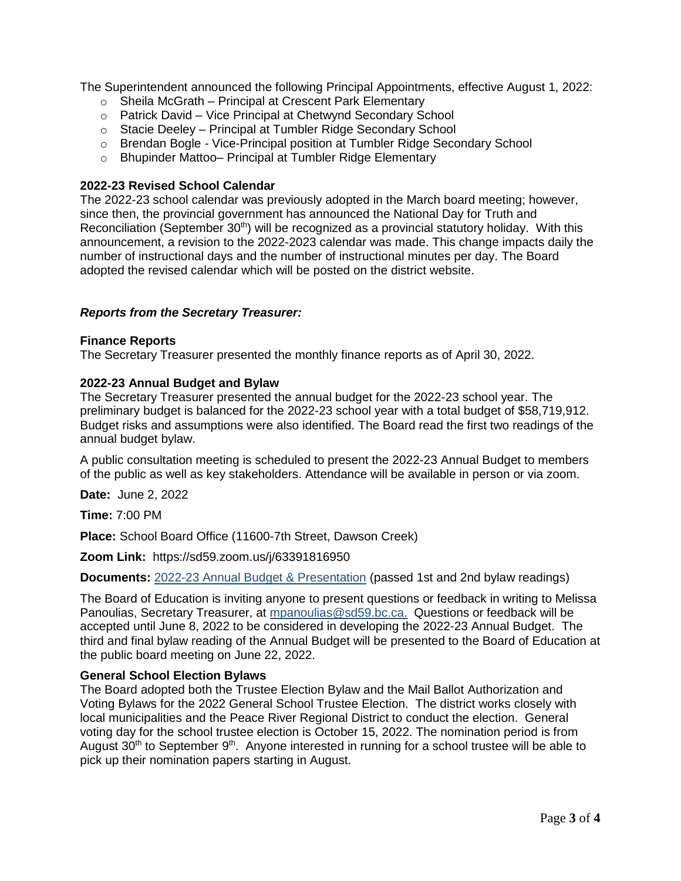The Superintendent announced the following Principal Appointments, effective August 1, 2022:

- Sheila McGrath – Principal at Crescent Park Elementary
- Patrick David – Vice Principal at Chetwynd Secondary School
- Stacie Deeley – Principal at Tumbler Ridge Secondary School
- Brendan Bogle - Vice-Principal position at Tumbler Ridge Secondary School
- Bhupinder Mattoo– Principal at Tumbler Ridge Elementary

**2022-23 Revised School Calendar**

The 2022-23 school calendar was previously adopted in the March board meeting; however, since then, the provincial government has announced the National Day for Truth and Reconciliation (September 30th) will be recognized as a provincial statutory holiday. With this announcement, a revision to the 2022-2023 calendar was made. This change impacts daily the number of instructional days and the number of instructional minutes per day. The Board adopted the revised calendar which will be posted on the district website.

***Reports from the Secretary Treasurer:***

**Finance Reports**

The Secretary Treasurer presented the monthly finance reports as of April 30, 2022.

**2022-23 Annual Budget and Bylaw**

The Secretary Treasurer presented the annual budget for the 2022-23 school year. The preliminary budget is balanced for the 2022-23 school year with a total budget of $58,719,912. Budget risks and assumptions were also identified. The Board read the first two readings of the annual budget bylaw.

A public consultation meeting is scheduled to present the 2022-23 Annual Budget to members of the public as well as key stakeholders. Attendance will be available in person or via zoom.

**Date:** June 2, 2022

**Time:** 7:00 PM

**Place:** School Board Office (11600-7th Street, Dawson Creek)

**Zoom Link:** https://sd59.zoom.us/j/63391816950

**Documents:** 2022-23 Annual Budget & Presentation (passed 1st and 2nd bylaw readings)

The Board of Education is inviting anyone to present questions or feedback in writing to Melissa Panoulias, Secretary Treasurer, at mpanoulias@sd59.bc.ca. Questions or feedback will be accepted until June 8, 2022 to be considered in developing the 2022-23 Annual Budget. The third and final bylaw reading of the Annual Budget will be presented to the Board of Education at the public board meeting on June 22, 2022.

**General School Election Bylaws**

The Board adopted both the Trustee Election Bylaw and the Mail Ballot Authorization and Voting Bylaws for the 2022 General School Trustee Election. The district works closely with local municipalities and the Peace River Regional District to conduct the election. General voting day for the school trustee election is October 15, 2022. The nomination period is from August 30th to September 9th. Anyone interested in running for a school trustee will be able to pick up their nomination papers starting in August.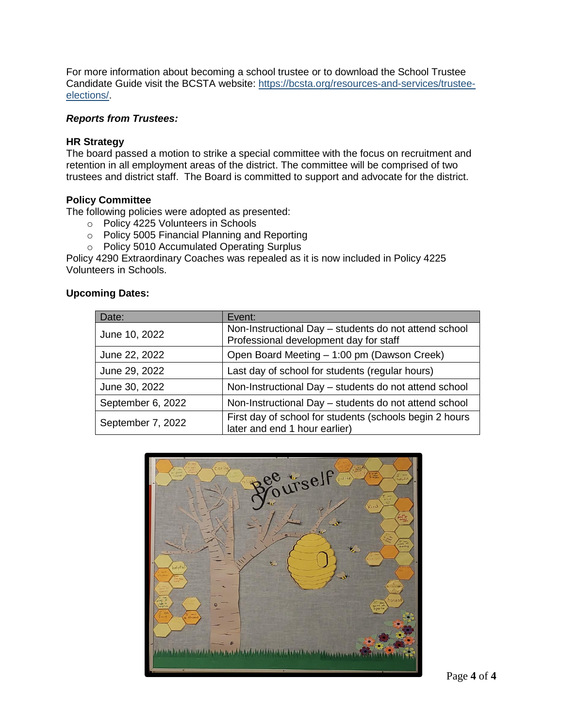For more information about becoming a school trustee or to download the School Trustee Candidate Guide visit the BCSTA website: [https://bcsta.org/resources-and-services/trustee-elections/](https://bcsta.org/resources-and-services/trustee-elections/).

***Reports from Trustees:***

**HR Strategy**

The board passed a motion to strike a special committee with the focus on recruitment and retention in all employment areas of the district. The committee will be comprised of two trustees and district staff. The Board is committed to support and advocate for the district.

**Policy Committee**

The following policies were adopted as presented:

- Policy 4225 Volunteers in Schools
- Policy 5005 Financial Planning and Reporting
- Policy 5010 Accumulated Operating Surplus

Policy 4290 Extraordinary Coaches was repealed as it is now included in Policy 4225 Volunteers in Schools.

**Upcoming Dates:**

| Date: | Event: |
|---|---|
| June 10, 2022 | Non-Instructional Day – students do not attend school<br>Professional development day for staff |
| June 22, 2022 | Open Board Meeting – 1:00 pm (Dawson Creek) |
| June 29, 2022 | Last day of school for students (regular hours) |
| June 30, 2022 | Non-Instructional Day – students do not attend school |
| September 6, 2022 | Non-Instructional Day – students do not attend school |
| September 7, 2022 | First day of school for students (schools begin 2 hours later and end 1 hour earlier) |